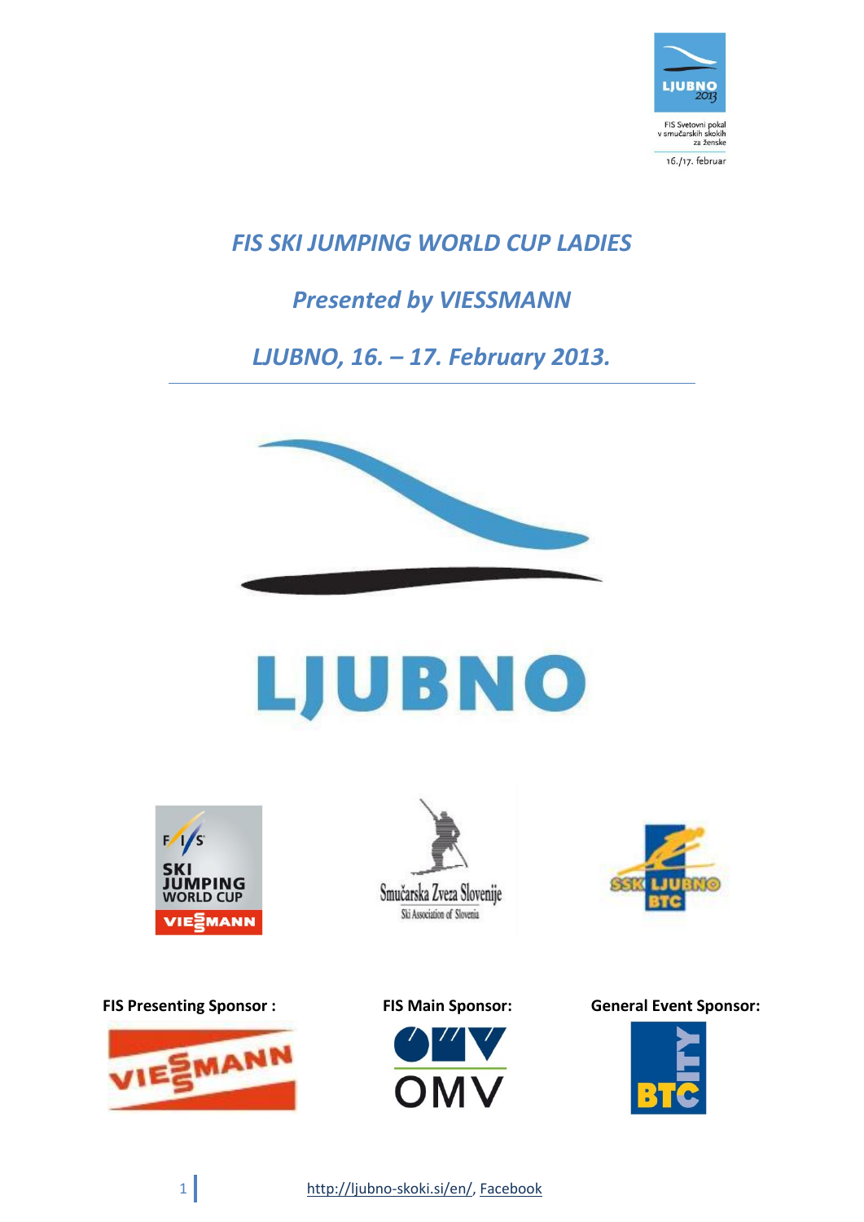# *FIS SKI JUMPING WORLD CUP LADIES*

## *Presented by VIESSMANN*

## *LJUBNO, 16. – 17. February 2013.*

**FIS Presenting Sponsor :**

**FIS Main Sponsor:**

**General Event Sponsor:**

http://ljubno-skoki.si/en/, Facebook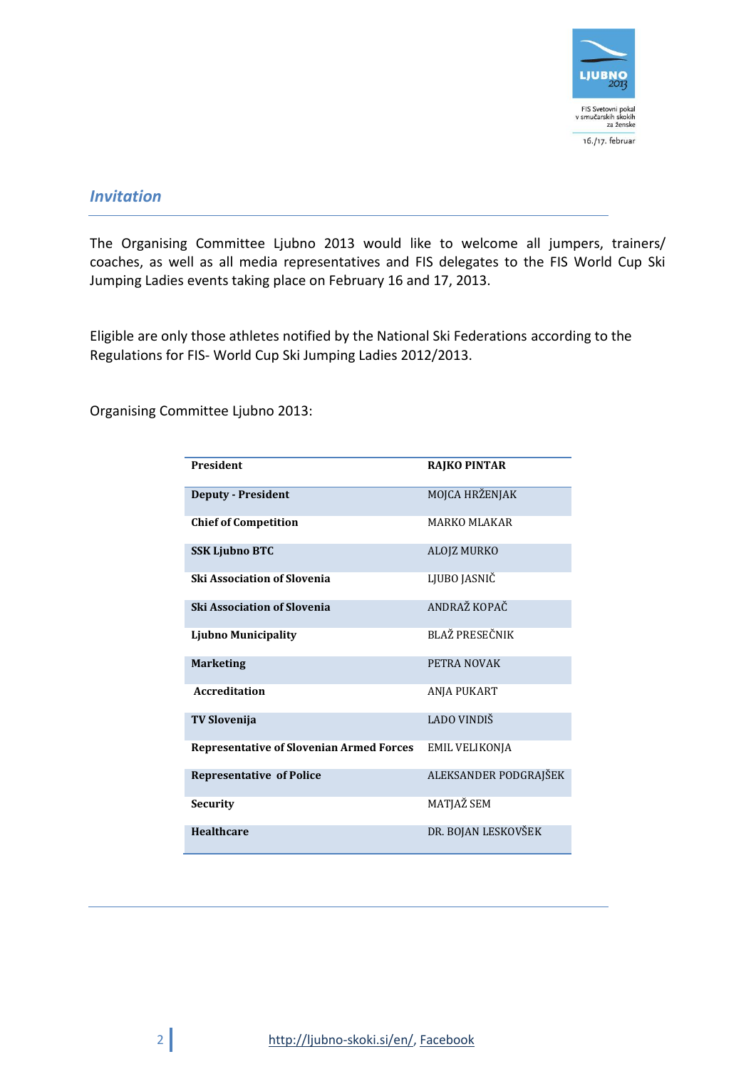## *Invitation*

The Organising Committee Ljubno 2013 would like to welcome all jumpers, trainers/ coaches, as well as all media representatives and FIS delegates to the FIS World Cup Ski Jumping Ladies events taking place on February 16 and 17, 2013.

Eligible are only those athletes notified by the National Ski Federations according to the Regulations for FIS- World Cup Ski Jumping Ladies 2012/2013.

Organising Committee Ljubno 2013:

| **President** | **RAJKO PINTAR** |
|---|---|
| **Deputy - President** | MOJCA HRŽENJAK |
| **Chief of Competition** | MARKO MLAKAR |
| **SSK Ljubno BTC** | ALOJZ MURKO |
| **Ski Association of Slovenia** | LJUBO JASNIČ |
| **Ski Association of Slovenia** | ANDRAŽ KOPAČ |
| **Ljubno Municipality** | BLAŽ PRESEČNIK |
| **Marketing** | PETRA NOVAK |
| **Accreditation** | ANJA PUKART |
| **TV Slovenija** | LADO VINDIŠ |
| **Representative of Slovenian Armed Forces** | EMIL VELIKONJA |
| **Representative of Police** | ALEKSANDER PODGRAJŠEK |
| **Security** | MATJAŽ SEM |
| **Healthcare** | DR. BOJAN LESKOVŠEK |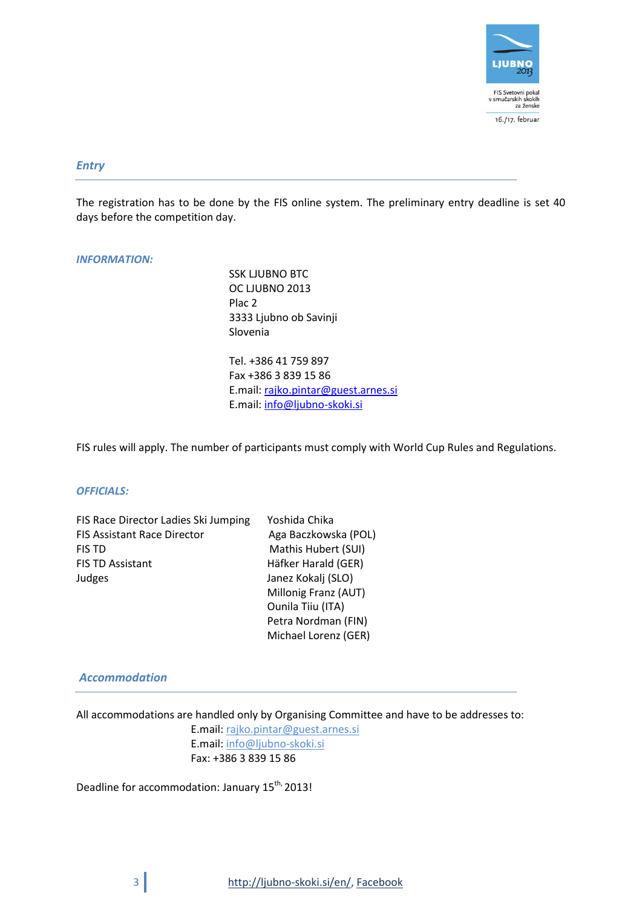## *Entry*

The registration has to be done by the FIS online system. The preliminary entry deadline is set 40 days before the competition day.

***INFORMATION:***

SSK LJUBNO BTC
OC LJUBNO 2013
Plac 2
3333 Ljubno ob Savinji
Slovenia

Tel. +386 41 759 897
Fax +386 3 839 15 86
E.mail: rajko.pintar@guest.arnes.si
E.mail: info@ljubno-skoki.si

FIS rules will apply. The number of participants must comply with World Cup Rules and Regulations.

***OFFICIALS:***

| | |
|---|---|
| FIS Race Director Ladies Ski Jumping | Yoshida Chika |
| FIS Assistant Race Director | Aga Baczkowska (POL) |
| FIS TD | Mathis Hubert (SUI) |
| FIS TD Assistant | Häfker Harald (GER) |
| Judges | Janez Kokalj (SLO) |
| | Millonig Franz (AUT) |
| | Ounila Tiiu (ITA) |
| | Petra Nordman (FIN) |
| | Michael Lorenz (GER) |

## *Accommodation*

All accommodations are handled only by Organising Committee and have to be addresses to:
E.mail: rajko.pintar@guest.arnes.si
E.mail: info@ljubno-skoki.si
Fax: +386 3 839 15 86

Deadline for accommodation: January 15th, 2013!

http://ljubno-skoki.si/en/, Facebook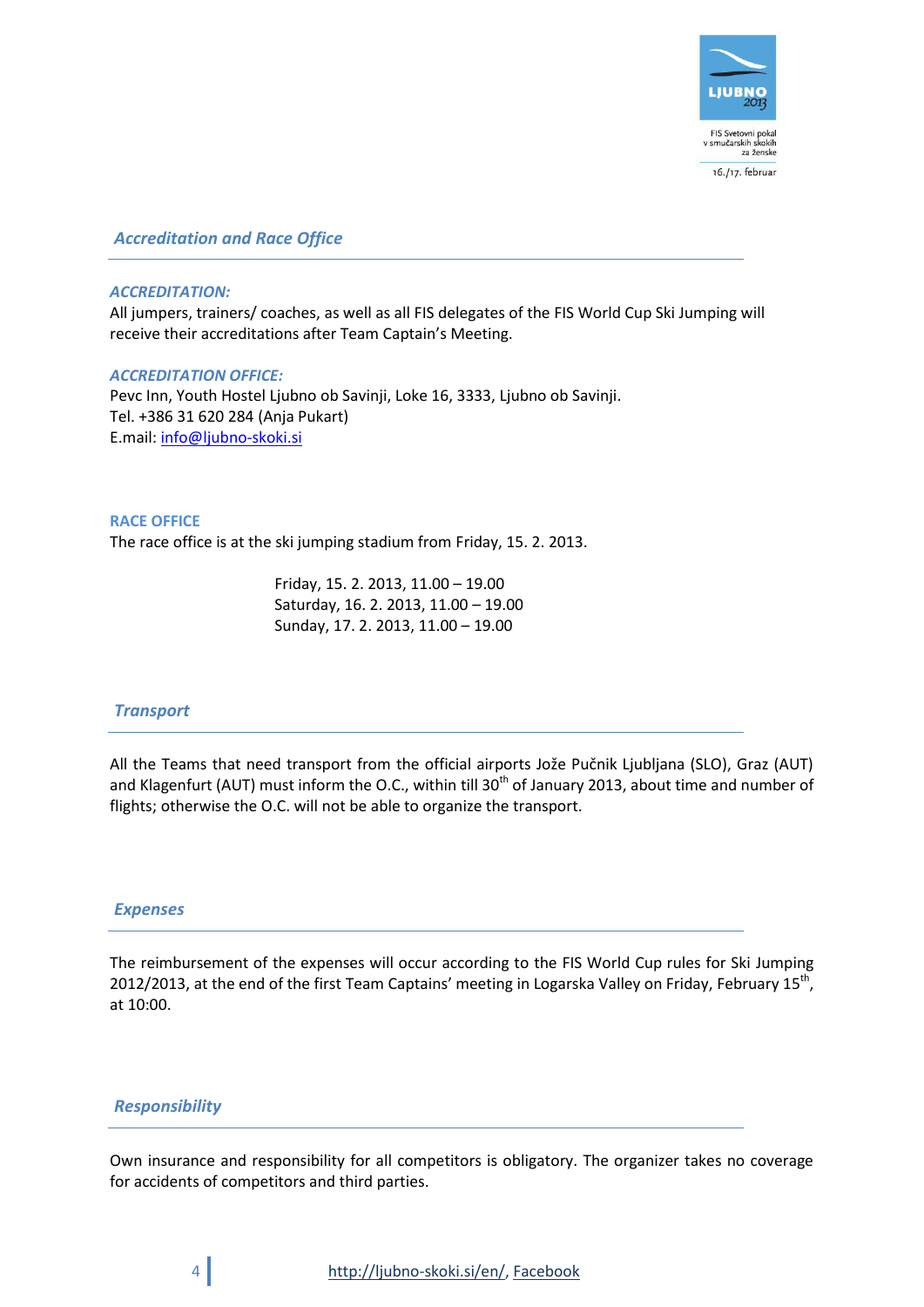## *Accreditation and Race Office*

***ACCREDITATION:***

All jumpers, trainers/ coaches, as well as all FIS delegates of the FIS World Cup Ski Jumping will receive their accreditations after Team Captain's Meeting.

***ACCREDITATION OFFICE:***

Pevc Inn, Youth Hostel Ljubno ob Savinji, Loke 16, 3333, Ljubno ob Savinji.
Tel. +386 31 620 284 (Anja Pukart)
E.mail: info@ljubno-skoki.si

**RACE OFFICE**

The race office is at the ski jumping stadium from Friday, 15. 2. 2013.

Friday, 15. 2. 2013, 11.00 – 19.00
Saturday, 16. 2. 2013, 11.00 – 19.00
Sunday, 17. 2. 2013, 11.00 – 19.00

## *Transport*

All the Teams that need transport from the official airports Jože Pučnik Ljubljana (SLO), Graz (AUT) and Klagenfurt (AUT) must inform the O.C., within till 30th of January 2013, about time and number of flights; otherwise the O.C. will not be able to organize the transport.

## *Expenses*

The reimbursement of the expenses will occur according to the FIS World Cup rules for Ski Jumping 2012/2013, at the end of the first Team Captains' meeting in Logarska Valley on Friday, February 15th, at 10:00.

## *Responsibility*

Own insurance and responsibility for all competitors is obligatory. The organizer takes no coverage for accidents of competitors and third parties.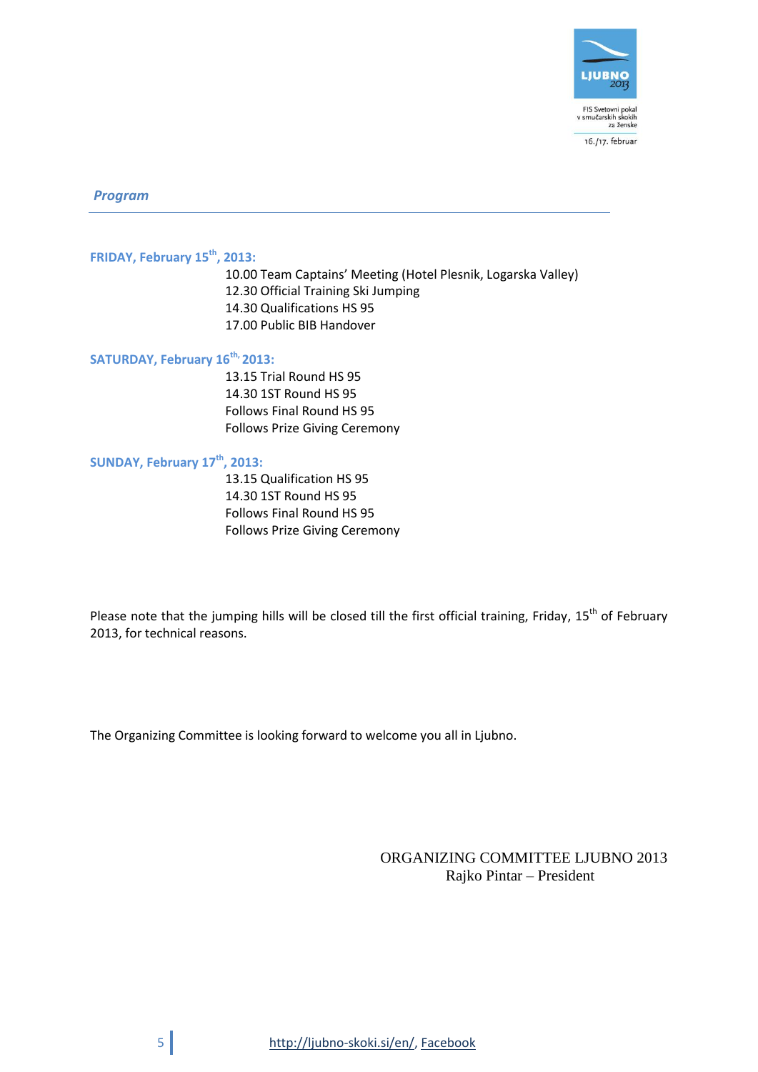## *Program*

**FRIDAY, February 15th, 2013:**

10.00 Team Captains' Meeting (Hotel Plesnik, Logarska Valley)
12.30 Official Training Ski Jumping
14.30 Qualifications HS 95
17.00 Public BIB Handover

**SATURDAY, February 16th, 2013:**

13.15 Trial Round HS 95
14.30 1ST Round HS 95
Follows Final Round HS 95
Follows Prize Giving Ceremony

**SUNDAY, February 17th, 2013:**

13.15 Qualification HS 95
14.30 1ST Round HS 95
Follows Final Round HS 95
Follows Prize Giving Ceremony

Please note that the jumping hills will be closed till the first official training, Friday, 15th of February 2013, for technical reasons.

The Organizing Committee is looking forward to welcome you all in Ljubno.

ORGANIZING COMMITTEE LJUBNO 2013
Rajko Pintar – President

http://ljubno-skoki.si/en/, Facebook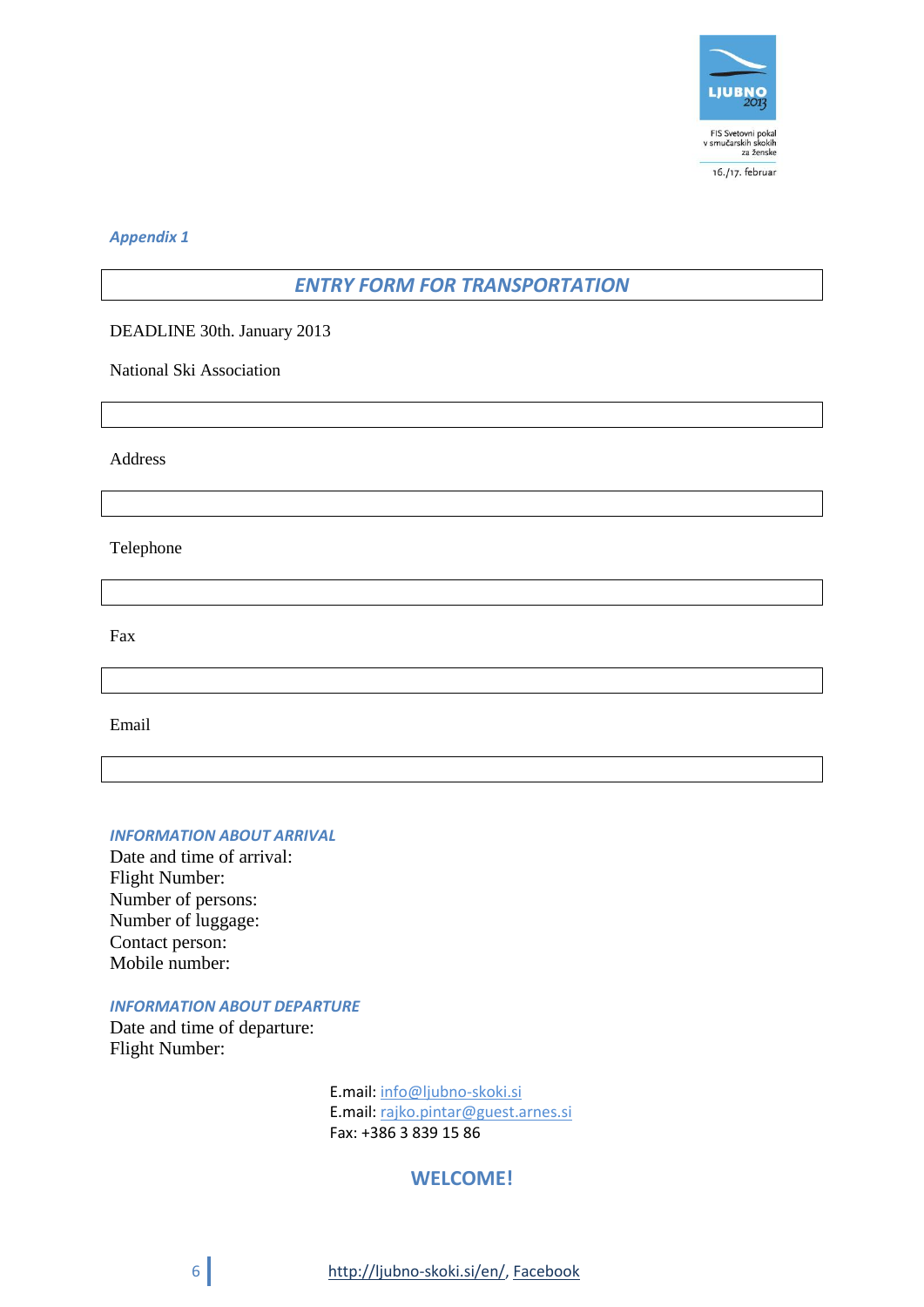*Appendix 1*

## *ENTRY FORM FOR TRANSPORTATION*

DEADLINE 30th. January 2013

National Ski Association

Address

Telephone

Fax

Email

### *INFORMATION ABOUT ARRIVAL*

Date and time of arrival:
Flight Number:
Number of persons:
Number of luggage:
Contact person:
Mobile number:

### *INFORMATION ABOUT DEPARTURE*

Date and time of departure:
Flight Number:

E.mail: info@ljubno-skoki.si
E.mail: rajko.pintar@guest.arnes.si
Fax: +386 3 839 15 86

**WELCOME!**